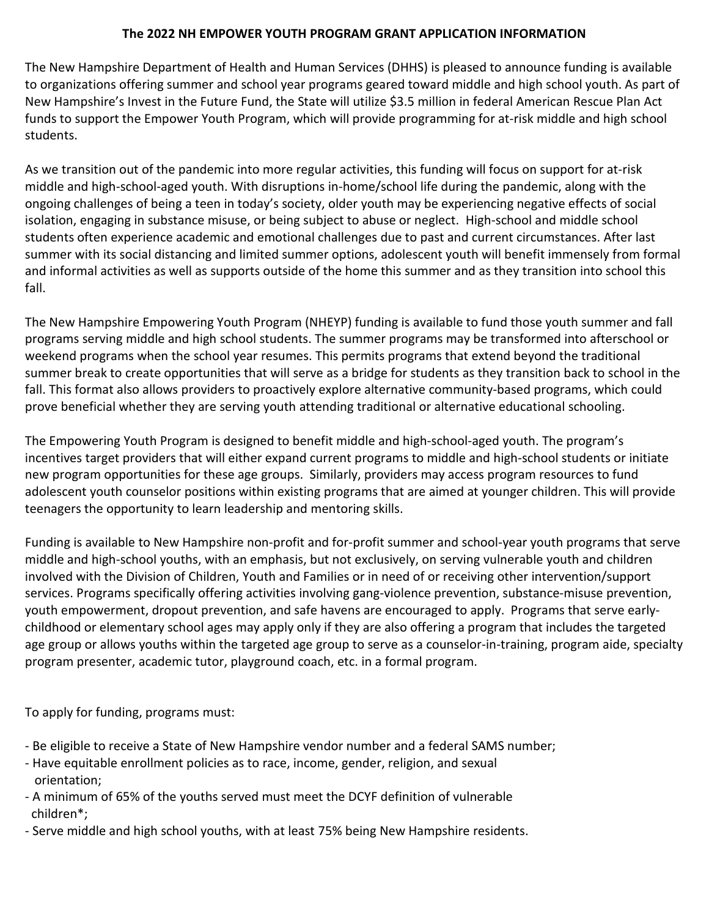# The 2022 NH EMPOWER YOUTH PROGRAM GRANT APPLICATION INFORMATION

The New Hampshire Department of Health and Human Services (DHHS) is pleased to announce funding is available to organizations offering summer and school year programs geared toward middle and high school youth. As part of New Hampshire's Invest in the Future Fund, the State will utilize $3.5 million in federal American Rescue Plan Act funds to support the Empower Youth Program, which will provide programming for at-risk middle and high school students.

As we transition out of the pandemic into more regular activities, this funding will focus on support for at-risk middle and high-school-aged youth. With disruptions in-home/school life during the pandemic, along with the ongoing challenges of being a teen in today's society, older youth may be experiencing negative effects of social isolation, engaging in substance misuse, or being subject to abuse or neglect. High-school and middle school students often experience academic and emotional challenges due to past and current circumstances. After last summer with its social distancing and limited summer options, adolescent youth will benefit immensely from formal and informal activities as well as supports outside of the home this summer and as they transition into school this fall.

The New Hampshire Empowering Youth Program (NHEYP) funding is available to fund those youth summer and fall programs serving middle and high school students. The summer programs may be transformed into afterschool or weekend programs when the school year resumes. This permits programs that extend beyond the traditional summer break to create opportunities that will serve as a bridge for students as they transition back to school in the fall. This format also allows providers to proactively explore alternative community-based programs, which could prove beneficial whether they are serving youth attending traditional or alternative educational schooling.

The Empowering Youth Program is designed to benefit middle and high-school-aged youth. The program's incentives target providers that will either expand current programs to middle and high-school students or initiate new program opportunities for these age groups. Similarly, providers may access program resources to fund adolescent youth counselor positions within existing programs that are aimed at younger children. This will provide teenagers the opportunity to learn leadership and mentoring skills.

Funding is available to New Hampshire non-profit and for-profit summer and school-year youth programs that serve middle and high-school youths, with an emphasis, but not exclusively, on serving vulnerable youth and children involved with the Division of Children, Youth and Families or in need of or receiving other intervention/support services. Programs specifically offering activities involving gang-violence prevention, substance-misuse prevention, youth empowerment, dropout prevention, and safe havens are encouraged to apply. Programs that serve early-childhood or elementary school ages may apply only if they are also offering a program that includes the targeted age group or allows youths within the targeted age group to serve as a counselor-in-training, program aide, specialty program presenter, academic tutor, playground coach, etc. in a formal program.

To apply for funding, programs must:

- Be eligible to receive a State of New Hampshire vendor number and a federal SAMS number;
- Have equitable enrollment policies as to race, income, gender, religion, and sexual orientation;
- A minimum of 65% of the youths served must meet the DCYF definition of vulnerable children*;
- Serve middle and high school youths, with at least 75% being New Hampshire residents.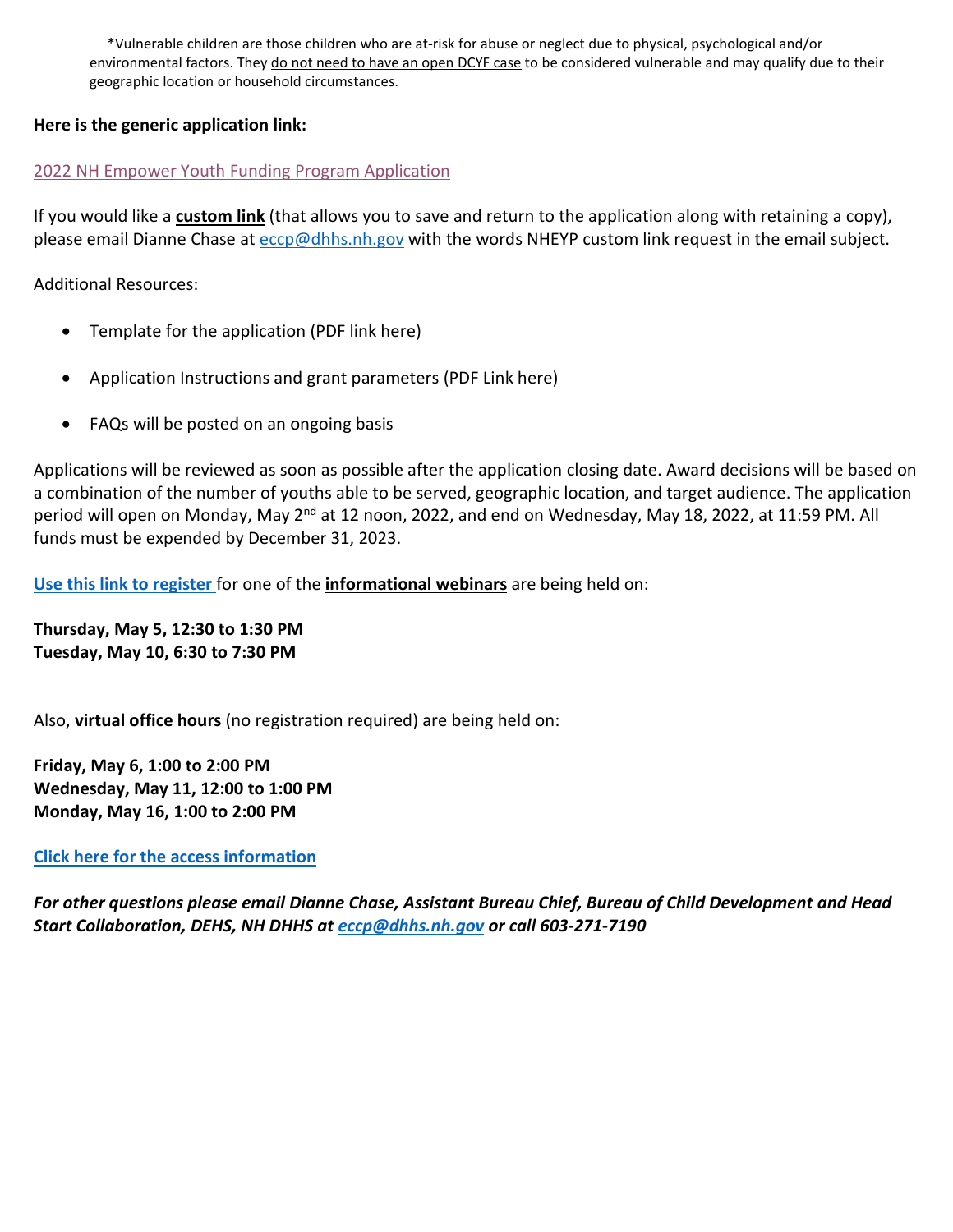*Vulnerable children are those children who are at-risk for abuse or neglect due to physical, psychological and/or environmental factors. They do not need to have an open DCYF case to be considered vulnerable and may qualify due to their geographic location or household circumstances.

**Here is the generic application link:**

2022 NH Empower Youth Funding Program Application

If you would like a **custom link** (that allows you to save and return to the application along with retaining a copy), please email Dianne Chase at eccp@dhhs.nh.gov with the words NHEYP custom link request in the email subject.

Additional Resources:

- Template for the application (PDF link here)
- Application Instructions and grant parameters (PDF Link here)
- FAQs will be posted on an ongoing basis

Applications will be reviewed as soon as possible after the application closing date. Award decisions will be based on a combination of the number of youths able to be served, geographic location, and target audience. The application period will open on Monday, May 2nd at 12 noon, 2022, and end on Wednesday, May 18, 2022, at 11:59 PM. All funds must be expended by December 31, 2023.

**Use this link to register** for one of the **informational webinars** are being held on:

**Thursday, May 5, 12:30 to 1:30 PM**
**Tuesday, May 10, 6:30 to 7:30 PM**

Also, **virtual office hours** (no registration required) are being held on:

**Friday, May 6, 1:00 to 2:00 PM**
**Wednesday, May 11, 12:00 to 1:00 PM**
**Monday, May 16, 1:00 to 2:00 PM**

**Click here for the access information**

***For other questions please email Dianne Chase, Assistant Bureau Chief, Bureau of Child Development and Head Start Collaboration, DEHS, NH DHHS at eccp@dhhs.nh.gov or call 603-271-7190***